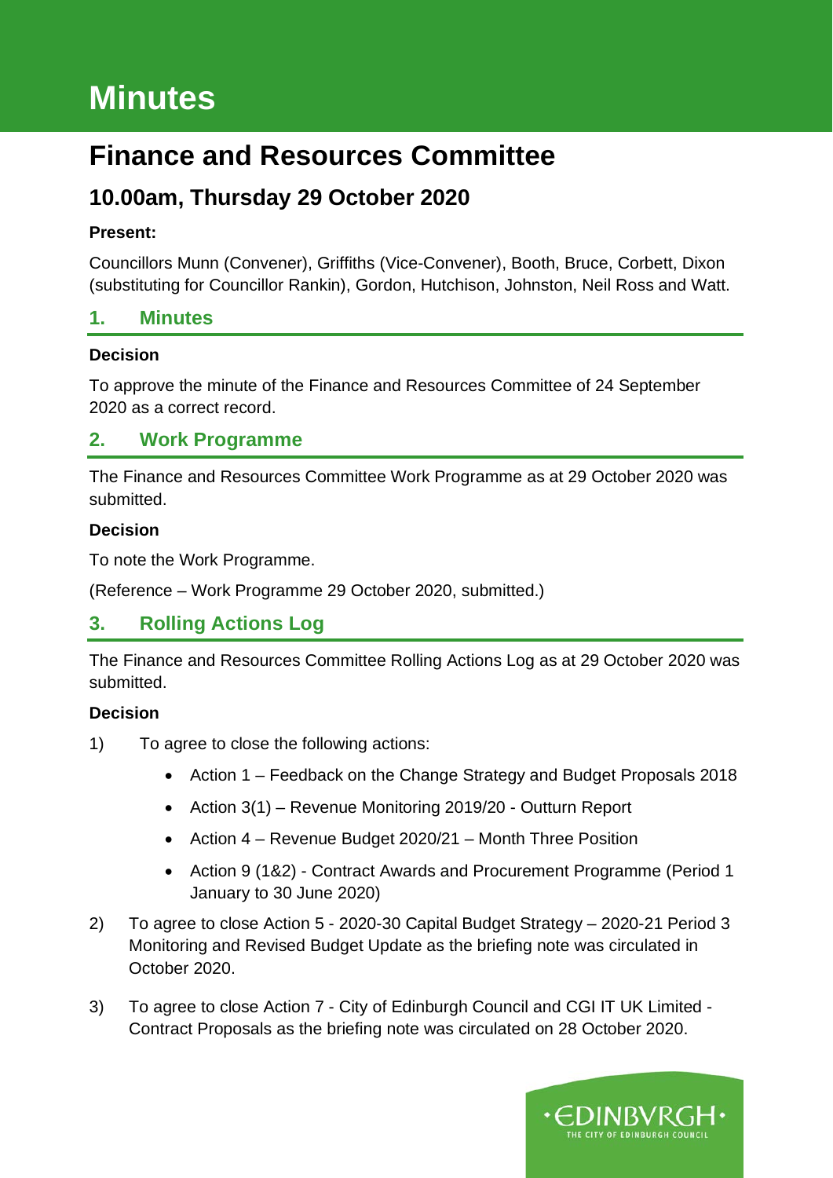# Minutes

# Finance and Resources Committee

## 10.00am, Thursday 29 October 2020

**Present:**

Councillors Munn (Convener), Griffiths (Vice-Convener), Booth, Bruce, Corbett, Dixon (substituting for Councillor Rankin), Gordon, Hutchison, Johnston, Neil Ross and Watt.

## 1. Minutes

**Decision**

To approve the minute of the Finance and Resources Committee of 24 September 2020 as a correct record.

## 2. Work Programme

The Finance and Resources Committee Work Programme as at 29 October 2020 was submitted.

**Decision**

To note the Work Programme.

(Reference – Work Programme 29 October 2020, submitted.)

## 3. Rolling Actions Log

The Finance and Resources Committee Rolling Actions Log as at 29 October 2020 was submitted.

**Decision**

1) To agree to close the following actions:
   - Action 1 – Feedback on the Change Strategy and Budget Proposals 2018
   - Action 3(1) – Revenue Monitoring 2019/20 - Outturn Report
   - Action 4 – Revenue Budget 2020/21 – Month Three Position
   - Action 9 (1&2) - Contract Awards and Procurement Programme (Period 1 January to 30 June 2020)

2) To agree to close Action 5 - 2020-30 Capital Budget Strategy – 2020-21 Period 3 Monitoring and Revised Budget Update as the briefing note was circulated in October 2020.

3) To agree to close Action 7 - City of Edinburgh Council and CGI IT UK Limited - Contract Proposals as the briefing note was circulated on 28 October 2020.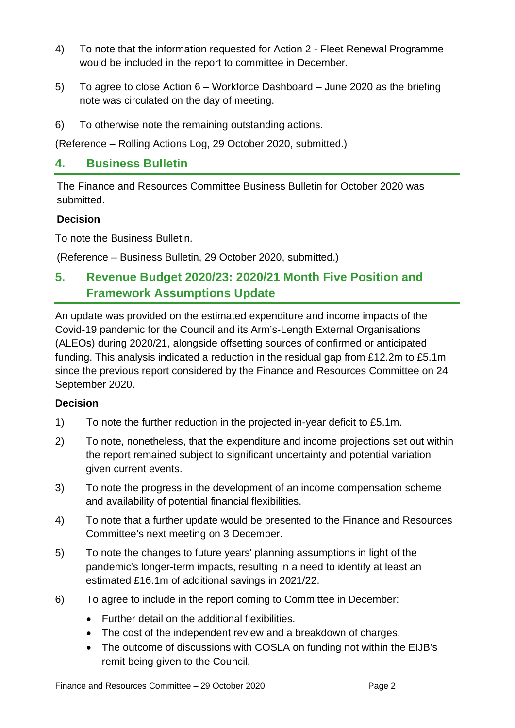4) To note that the information requested for Action 2 - Fleet Renewal Programme would be included in the report to committee in December.

5) To agree to close Action 6 – Workforce Dashboard – June 2020 as the briefing note was circulated on the day of meeting.

6) To otherwise note the remaining outstanding actions.

(Reference – Rolling Actions Log, 29 October 2020, submitted.)

## 4. Business Bulletin

The Finance and Resources Committee Business Bulletin for October 2020 was submitted.

**Decision**

To note the Business Bulletin.

(Reference – Business Bulletin, 29 October 2020, submitted.)

## 5. Revenue Budget 2020/23: 2020/21 Month Five Position and Framework Assumptions Update

An update was provided on the estimated expenditure and income impacts of the Covid-19 pandemic for the Council and its Arm's-Length External Organisations (ALEOs) during 2020/21, alongside offsetting sources of confirmed or anticipated funding. This analysis indicated a reduction in the residual gap from £12.2m to £5.1m since the previous report considered by the Finance and Resources Committee on 24 September 2020.

**Decision**

1) To note the further reduction in the projected in-year deficit to £5.1m.

2) To note, nonetheless, that the expenditure and income projections set out within the report remained subject to significant uncertainty and potential variation given current events.

3) To note the progress in the development of an income compensation scheme and availability of potential financial flexibilities.

4) To note that a further update would be presented to the Finance and Resources Committee's next meeting on 3 December.

5) To note the changes to future years' planning assumptions in light of the pandemic's longer-term impacts, resulting in a need to identify at least an estimated £16.1m of additional savings in 2021/22.

6) To agree to include in the report coming to Committee in December:
   - Further detail on the additional flexibilities.
   - The cost of the independent review and a breakdown of charges.
   - The outcome of discussions with COSLA on funding not within the EIJB's remit being given to the Council.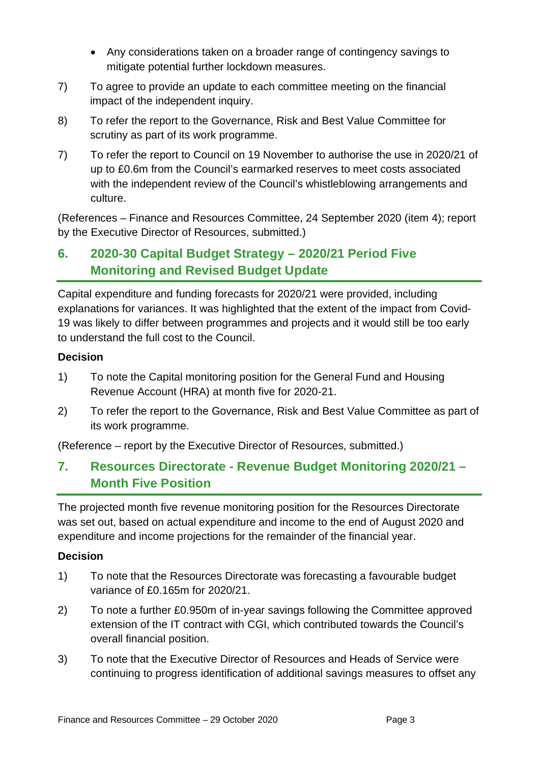- Any considerations taken on a broader range of contingency savings to mitigate potential further lockdown measures.

7) To agree to provide an update to each committee meeting on the financial impact of the independent inquiry.

8) To refer the report to the Governance, Risk and Best Value Committee for scrutiny as part of its work programme.

7) To refer the report to Council on 19 November to authorise the use in 2020/21 of up to £0.6m from the Council's earmarked reserves to meet costs associated with the independent review of the Council's whistleblowing arrangements and culture.

(References – Finance and Resources Committee, 24 September 2020 (item 4); report by the Executive Director of Resources, submitted.)

## 6. 2020-30 Capital Budget Strategy – 2020/21 Period Five Monitoring and Revised Budget Update

Capital expenditure and funding forecasts for 2020/21 were provided, including explanations for variances. It was highlighted that the extent of the impact from Covid-19 was likely to differ between programmes and projects and it would still be too early to understand the full cost to the Council.

**Decision**

1) To note the Capital monitoring position for the General Fund and Housing Revenue Account (HRA) at month five for 2020-21.

2) To refer the report to the Governance, Risk and Best Value Committee as part of its work programme.

(Reference – report by the Executive Director of Resources, submitted.)

## 7. Resources Directorate - Revenue Budget Monitoring 2020/21 – Month Five Position

The projected month five revenue monitoring position for the Resources Directorate was set out, based on actual expenditure and income to the end of August 2020 and expenditure and income projections for the remainder of the financial year.

**Decision**

1) To note that the Resources Directorate was forecasting a favourable budget variance of £0.165m for 2020/21.

2) To note a further £0.950m of in-year savings following the Committee approved extension of the IT contract with CGI, which contributed towards the Council's overall financial position.

3) To note that the Executive Director of Resources and Heads of Service were continuing to progress identification of additional savings measures to offset any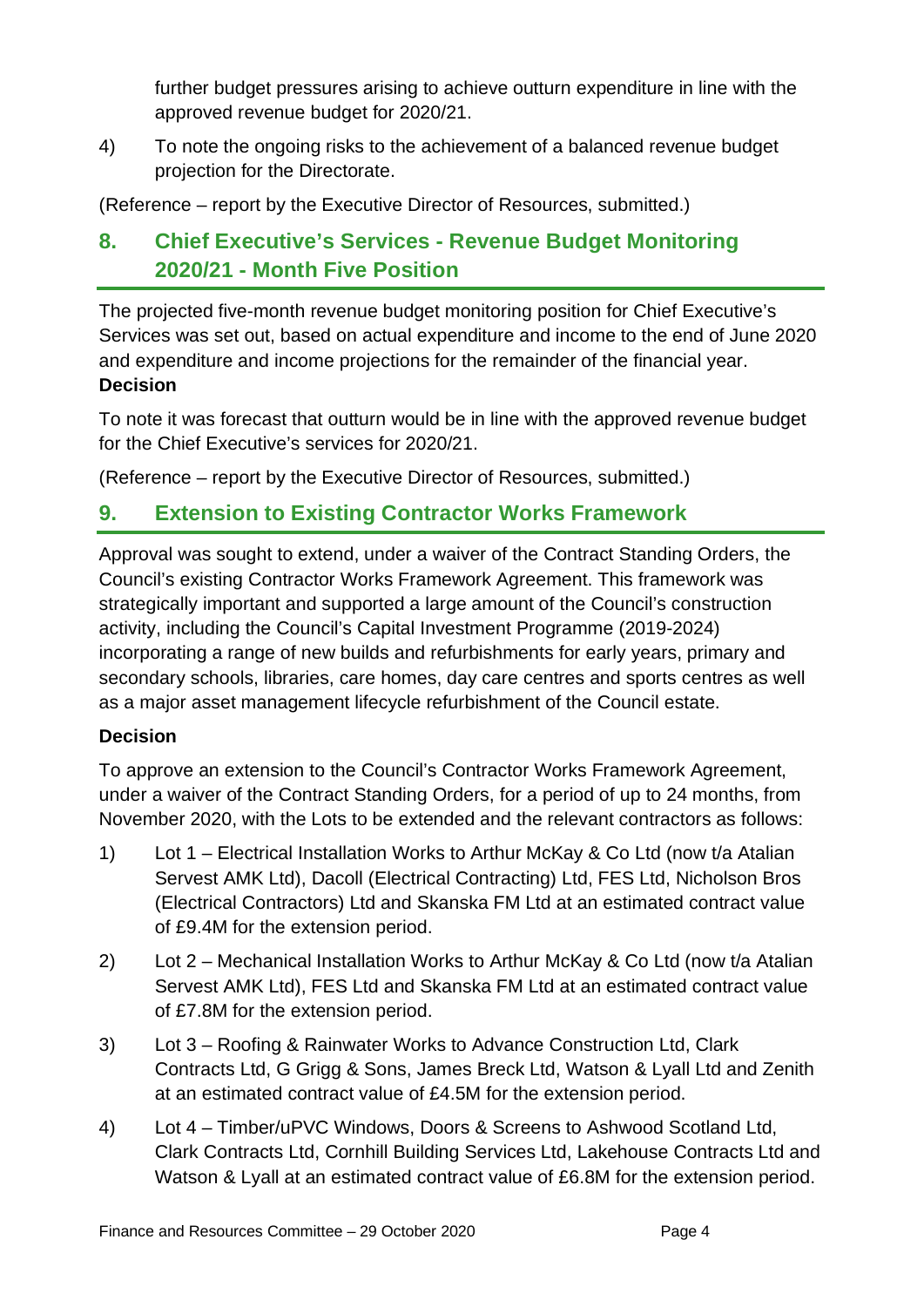further budget pressures arising to achieve outturn expenditure in line with the approved revenue budget for 2020/21.

4) To note the ongoing risks to the achievement of a balanced revenue budget projection for the Directorate.

(Reference – report by the Executive Director of Resources, submitted.)

## 8. Chief Executive's Services - Revenue Budget Monitoring 2020/21 - Month Five Position

The projected five-month revenue budget monitoring position for Chief Executive's Services was set out, based on actual expenditure and income to the end of June 2020 and expenditure and income projections for the remainder of the financial year.

**Decision**

To note it was forecast that outturn would be in line with the approved revenue budget for the Chief Executive's services for 2020/21.

(Reference – report by the Executive Director of Resources, submitted.)

## 9. Extension to Existing Contractor Works Framework

Approval was sought to extend, under a waiver of the Contract Standing Orders, the Council's existing Contractor Works Framework Agreement. This framework was strategically important and supported a large amount of the Council's construction activity, including the Council's Capital Investment Programme (2019-2024) incorporating a range of new builds and refurbishments for early years, primary and secondary schools, libraries, care homes, day care centres and sports centres as well as a major asset management lifecycle refurbishment of the Council estate.

**Decision**

To approve an extension to the Council's Contractor Works Framework Agreement, under a waiver of the Contract Standing Orders, for a period of up to 24 months, from November 2020, with the Lots to be extended and the relevant contractors as follows:

1) Lot 1 – Electrical Installation Works to Arthur McKay & Co Ltd (now t/a Atalian Servest AMK Ltd), Dacoll (Electrical Contracting) Ltd, FES Ltd, Nicholson Bros (Electrical Contractors) Ltd and Skanska FM Ltd at an estimated contract value of £9.4M for the extension period.

2) Lot 2 – Mechanical Installation Works to Arthur McKay & Co Ltd (now t/a Atalian Servest AMK Ltd), FES Ltd and Skanska FM Ltd at an estimated contract value of £7.8M for the extension period.

3) Lot 3 – Roofing & Rainwater Works to Advance Construction Ltd, Clark Contracts Ltd, G Grigg & Sons, James Breck Ltd, Watson & Lyall Ltd and Zenith at an estimated contract value of £4.5M for the extension period.

4) Lot 4 – Timber/uPVC Windows, Doors & Screens to Ashwood Scotland Ltd, Clark Contracts Ltd, Cornhill Building Services Ltd, Lakehouse Contracts Ltd and Watson & Lyall at an estimated contract value of £6.8M for the extension period.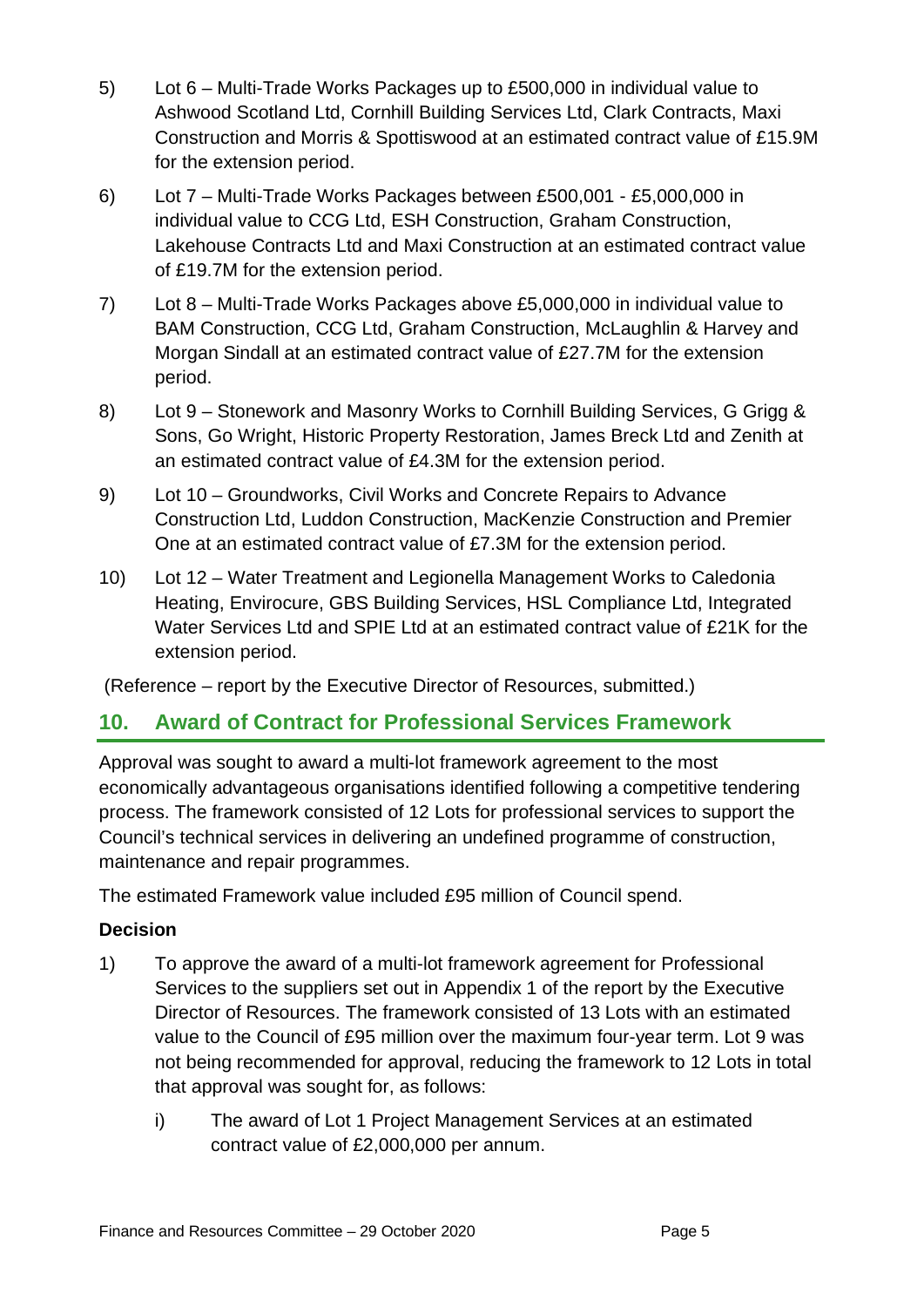5) Lot 6 – Multi-Trade Works Packages up to £500,000 in individual value to Ashwood Scotland Ltd, Cornhill Building Services Ltd, Clark Contracts, Maxi Construction and Morris & Spottiswood at an estimated contract value of £15.9M for the extension period.

6) Lot 7 – Multi-Trade Works Packages between £500,001 - £5,000,000 in individual value to CCG Ltd, ESH Construction, Graham Construction, Lakehouse Contracts Ltd and Maxi Construction at an estimated contract value of £19.7M for the extension period.

7) Lot 8 – Multi-Trade Works Packages above £5,000,000 in individual value to BAM Construction, CCG Ltd, Graham Construction, McLaughlin & Harvey and Morgan Sindall at an estimated contract value of £27.7M for the extension period.

8) Lot 9 – Stonework and Masonry Works to Cornhill Building Services, G Grigg & Sons, Go Wright, Historic Property Restoration, James Breck Ltd and Zenith at an estimated contract value of £4.3M for the extension period.

9) Lot 10 – Groundworks, Civil Works and Concrete Repairs to Advance Construction Ltd, Luddon Construction, MacKenzie Construction and Premier One at an estimated contract value of £7.3M for the extension period.

10) Lot 12 – Water Treatment and Legionella Management Works to Caledonia Heating, Envirocure, GBS Building Services, HSL Compliance Ltd, Integrated Water Services Ltd and SPIE Ltd at an estimated contract value of £21K for the extension period.

(Reference – report by the Executive Director of Resources, submitted.)

## 10. Award of Contract for Professional Services Framework

Approval was sought to award a multi-lot framework agreement to the most economically advantageous organisations identified following a competitive tendering process. The framework consisted of 12 Lots for professional services to support the Council's technical services in delivering an undefined programme of construction, maintenance and repair programmes.

The estimated Framework value included £95 million of Council spend.

**Decision**

1) To approve the award of a multi-lot framework agreement for Professional Services to the suppliers set out in Appendix 1 of the report by the Executive Director of Resources. The framework consisted of 13 Lots with an estimated value to the Council of £95 million over the maximum four-year term. Lot 9 was not being recommended for approval, reducing the framework to 12 Lots in total that approval was sought for, as follows:

    i) The award of Lot 1 Project Management Services at an estimated contract value of £2,000,000 per annum.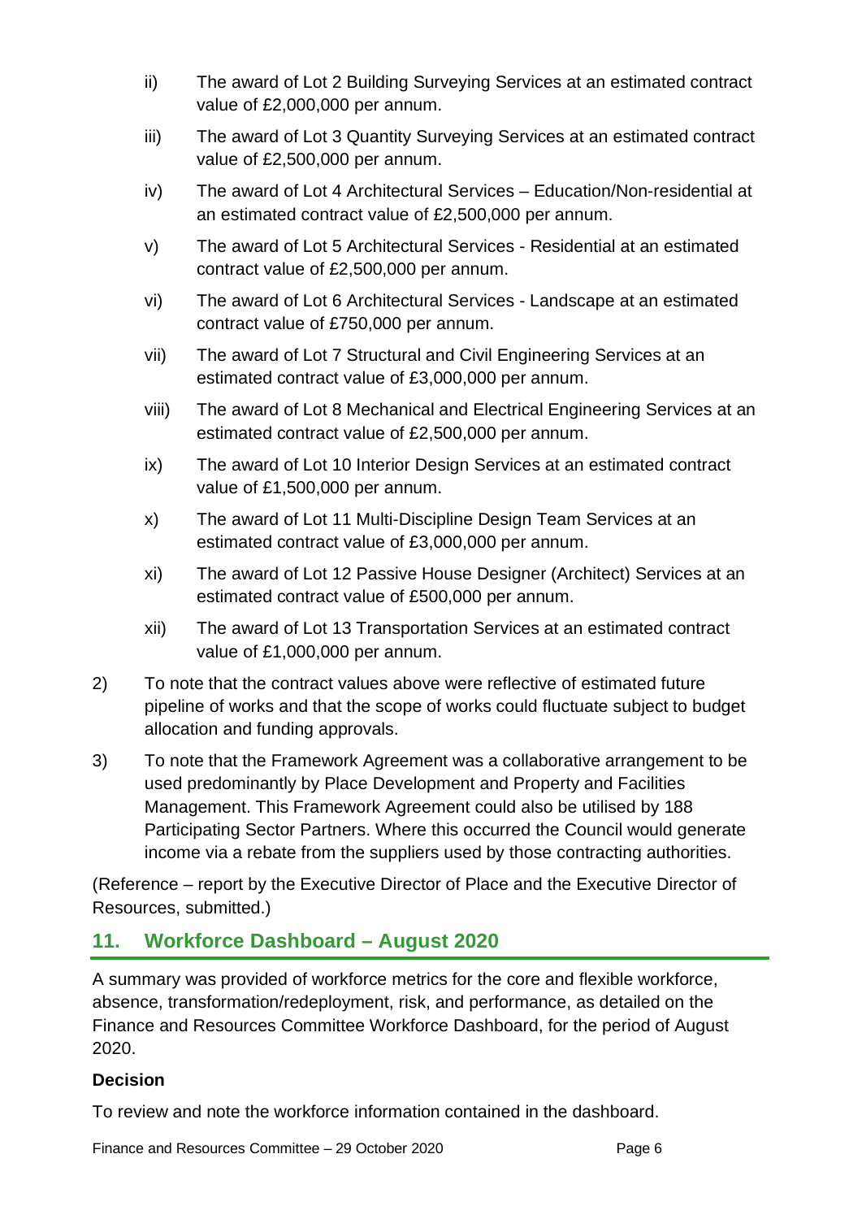ii) The award of Lot 2 Building Surveying Services at an estimated contract value of £2,000,000 per annum.

iii) The award of Lot 3 Quantity Surveying Services at an estimated contract value of £2,500,000 per annum.

iv) The award of Lot 4 Architectural Services – Education/Non-residential at an estimated contract value of £2,500,000 per annum.

v) The award of Lot 5 Architectural Services - Residential at an estimated contract value of £2,500,000 per annum.

vi) The award of Lot 6 Architectural Services - Landscape at an estimated contract value of £750,000 per annum.

vii) The award of Lot 7 Structural and Civil Engineering Services at an estimated contract value of £3,000,000 per annum.

viii) The award of Lot 8 Mechanical and Electrical Engineering Services at an estimated contract value of £2,500,000 per annum.

ix) The award of Lot 10 Interior Design Services at an estimated contract value of £1,500,000 per annum.

x) The award of Lot 11 Multi-Discipline Design Team Services at an estimated contract value of £3,000,000 per annum.

xi) The award of Lot 12 Passive House Designer (Architect) Services at an estimated contract value of £500,000 per annum.

xii) The award of Lot 13 Transportation Services at an estimated contract value of £1,000,000 per annum.

2) To note that the contract values above were reflective of estimated future pipeline of works and that the scope of works could fluctuate subject to budget allocation and funding approvals.

3) To note that the Framework Agreement was a collaborative arrangement to be used predominantly by Place Development and Property and Facilities Management. This Framework Agreement could also be utilised by 188 Participating Sector Partners. Where this occurred the Council would generate income via a rebate from the suppliers used by those contracting authorities.

(Reference – report by the Executive Director of Place and the Executive Director of Resources, submitted.)

## 11. Workforce Dashboard – August 2020

A summary was provided of workforce metrics for the core and flexible workforce, absence, transformation/redeployment, risk, and performance, as detailed on the Finance and Resources Committee Workforce Dashboard, for the period of August 2020.

**Decision**

To review and note the workforce information contained in the dashboard.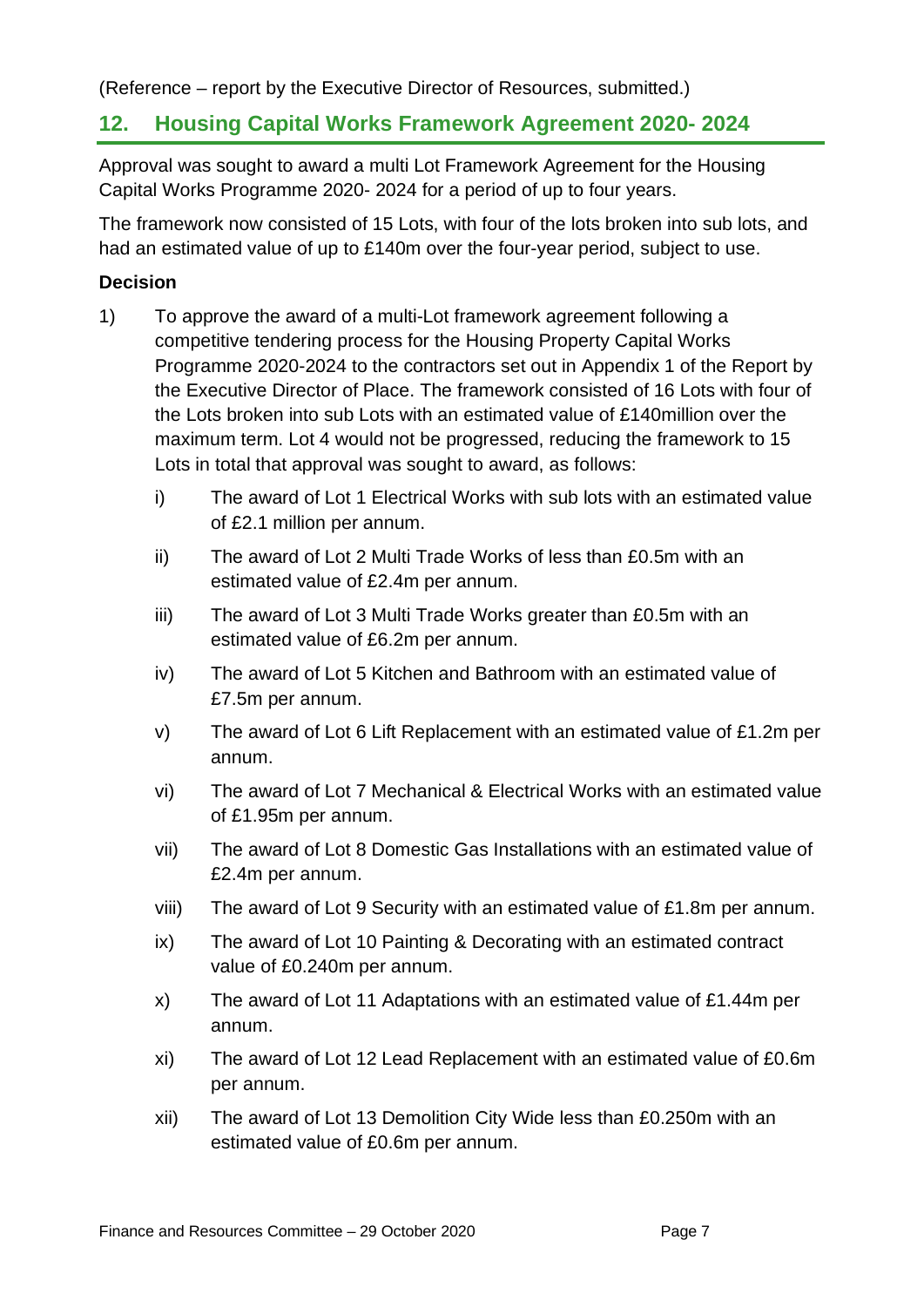(Reference – report by the Executive Director of Resources, submitted.)

## 12. Housing Capital Works Framework Agreement 2020- 2024

Approval was sought to award a multi Lot Framework Agreement for the Housing Capital Works Programme 2020- 2024 for a period of up to four years.

The framework now consisted of 15 Lots, with four of the lots broken into sub lots, and had an estimated value of up to £140m over the four-year period, subject to use.

**Decision**

1) To approve the award of a multi-Lot framework agreement following a competitive tendering process for the Housing Property Capital Works Programme 2020-2024 to the contractors set out in Appendix 1 of the Report by the Executive Director of Place. The framework consisted of 16 Lots with four of the Lots broken into sub Lots with an estimated value of £140million over the maximum term. Lot 4 would not be progressed, reducing the framework to 15 Lots in total that approval was sought to award, as follows:

    i) The award of Lot 1 Electrical Works with sub lots with an estimated value of £2.1 million per annum.

    ii) The award of Lot 2 Multi Trade Works of less than £0.5m with an estimated value of £2.4m per annum.

    iii) The award of Lot 3 Multi Trade Works greater than £0.5m with an estimated value of £6.2m per annum.

    iv) The award of Lot 5 Kitchen and Bathroom with an estimated value of £7.5m per annum.

    v) The award of Lot 6 Lift Replacement with an estimated value of £1.2m per annum.

    vi) The award of Lot 7 Mechanical & Electrical Works with an estimated value of £1.95m per annum.

    vii) The award of Lot 8 Domestic Gas Installations with an estimated value of £2.4m per annum.

    viii) The award of Lot 9 Security with an estimated value of £1.8m per annum.

    ix) The award of Lot 10 Painting & Decorating with an estimated contract value of £0.240m per annum.

    x) The award of Lot 11 Adaptations with an estimated value of £1.44m per annum.

    xi) The award of Lot 12 Lead Replacement with an estimated value of £0.6m per annum.

    xii) The award of Lot 13 Demolition City Wide less than £0.250m with an estimated value of £0.6m per annum.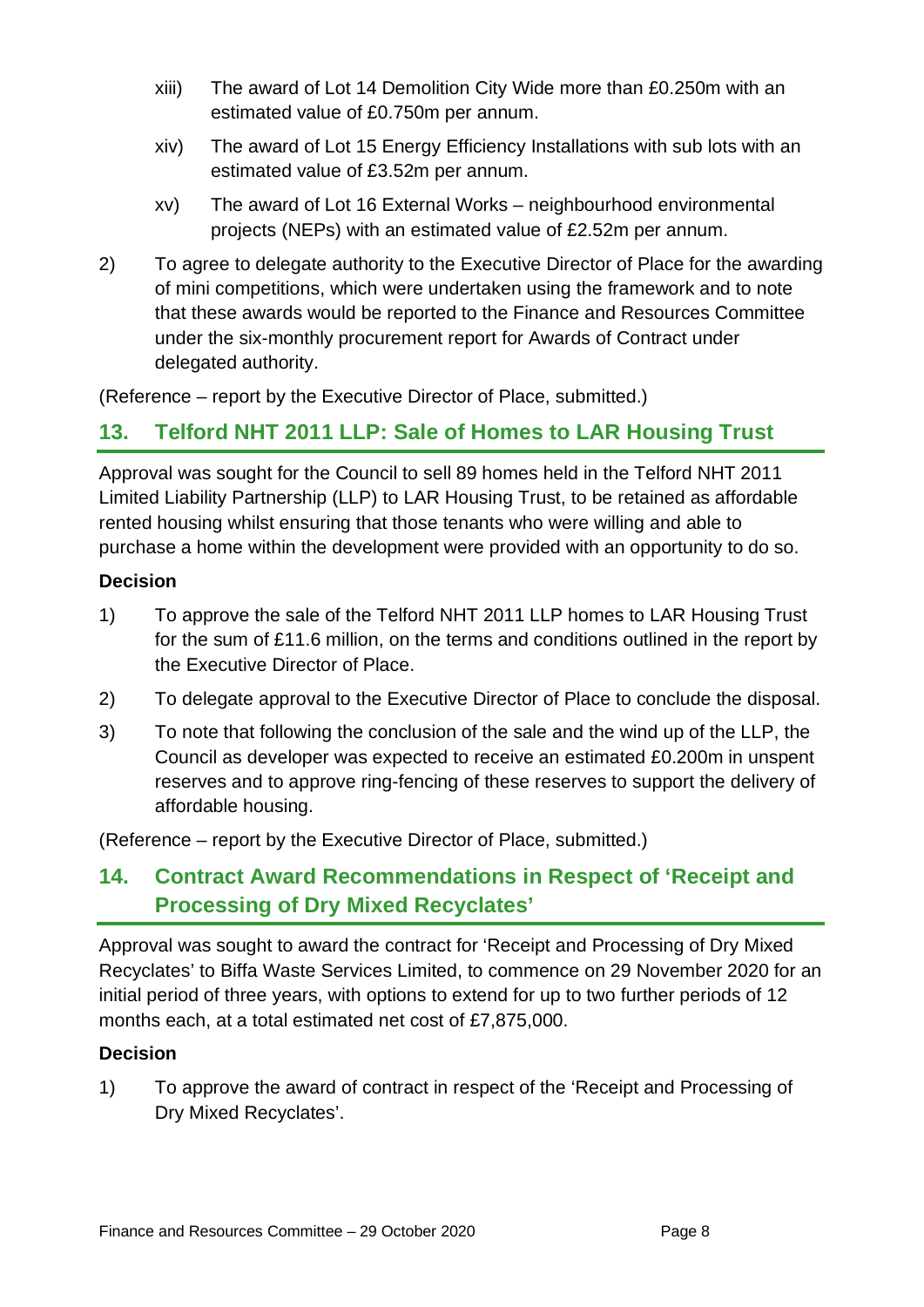xiii) The award of Lot 14 Demolition City Wide more than £0.250m with an estimated value of £0.750m per annum.

xiv) The award of Lot 15 Energy Efficiency Installations with sub lots with an estimated value of £3.52m per annum.

xv) The award of Lot 16 External Works – neighbourhood environmental projects (NEPs) with an estimated value of £2.52m per annum.

2) To agree to delegate authority to the Executive Director of Place for the awarding of mini competitions, which were undertaken using the framework and to note that these awards would be reported to the Finance and Resources Committee under the six-monthly procurement report for Awards of Contract under delegated authority.

(Reference – report by the Executive Director of Place, submitted.)

## 13. Telford NHT 2011 LLP: Sale of Homes to LAR Housing Trust

Approval was sought for the Council to sell 89 homes held in the Telford NHT 2011 Limited Liability Partnership (LLP) to LAR Housing Trust, to be retained as affordable rented housing whilst ensuring that those tenants who were willing and able to purchase a home within the development were provided with an opportunity to do so.

**Decision**

1) To approve the sale of the Telford NHT 2011 LLP homes to LAR Housing Trust for the sum of £11.6 million, on the terms and conditions outlined in the report by the Executive Director of Place.

2) To delegate approval to the Executive Director of Place to conclude the disposal.

3) To note that following the conclusion of the sale and the wind up of the LLP, the Council as developer was expected to receive an estimated £0.200m in unspent reserves and to approve ring-fencing of these reserves to support the delivery of affordable housing.

(Reference – report by the Executive Director of Place, submitted.)

## 14. Contract Award Recommendations in Respect of 'Receipt and Processing of Dry Mixed Recyclates'

Approval was sought to award the contract for 'Receipt and Processing of Dry Mixed Recyclates' to Biffa Waste Services Limited, to commence on 29 November 2020 for an initial period of three years, with options to extend for up to two further periods of 12 months each, at a total estimated net cost of £7,875,000.

**Decision**

1) To approve the award of contract in respect of the 'Receipt and Processing of Dry Mixed Recyclates'.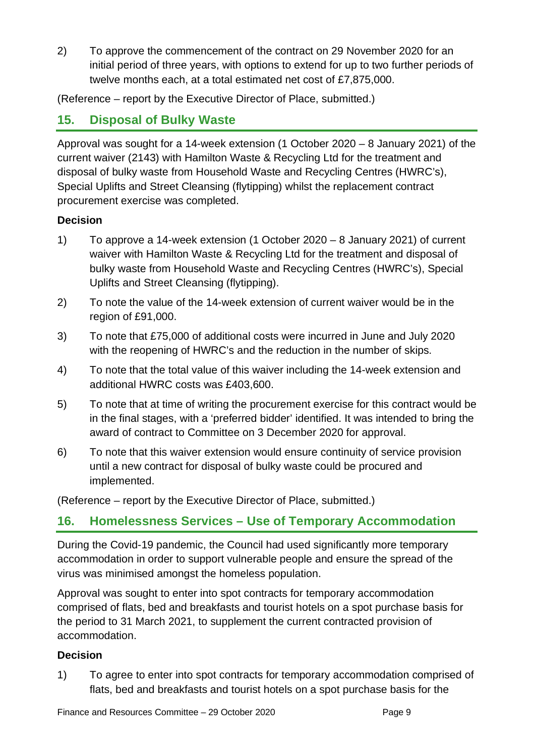2) To approve the commencement of the contract on 29 November 2020 for an initial period of three years, with options to extend for up to two further periods of twelve months each, at a total estimated net cost of £7,875,000.

(Reference – report by the Executive Director of Place, submitted.)

## 15. Disposal of Bulky Waste

Approval was sought for a 14-week extension (1 October 2020 – 8 January 2021) of the current waiver (2143) with Hamilton Waste & Recycling Ltd for the treatment and disposal of bulky waste from Household Waste and Recycling Centres (HWRC's), Special Uplifts and Street Cleansing (flytipping) whilst the replacement contract procurement exercise was completed.

**Decision**

1) To approve a 14-week extension (1 October 2020 – 8 January 2021) of current waiver with Hamilton Waste & Recycling Ltd for the treatment and disposal of bulky waste from Household Waste and Recycling Centres (HWRC's), Special Uplifts and Street Cleansing (flytipping).

2) To note the value of the 14-week extension of current waiver would be in the region of £91,000.

3) To note that £75,000 of additional costs were incurred in June and July 2020 with the reopening of HWRC's and the reduction in the number of skips.

4) To note that the total value of this waiver including the 14-week extension and additional HWRC costs was £403,600.

5) To note that at time of writing the procurement exercise for this contract would be in the final stages, with a 'preferred bidder' identified. It was intended to bring the award of contract to Committee on 3 December 2020 for approval.

6) To note that this waiver extension would ensure continuity of service provision until a new contract for disposal of bulky waste could be procured and implemented.

(Reference – report by the Executive Director of Place, submitted.)

## 16. Homelessness Services – Use of Temporary Accommodation

During the Covid-19 pandemic, the Council had used significantly more temporary accommodation in order to support vulnerable people and ensure the spread of the virus was minimised amongst the homeless population.

Approval was sought to enter into spot contracts for temporary accommodation comprised of flats, bed and breakfasts and tourist hotels on a spot purchase basis for the period to 31 March 2021, to supplement the current contracted provision of accommodation.

**Decision**

1) To agree to enter into spot contracts for temporary accommodation comprised of flats, bed and breakfasts and tourist hotels on a spot purchase basis for the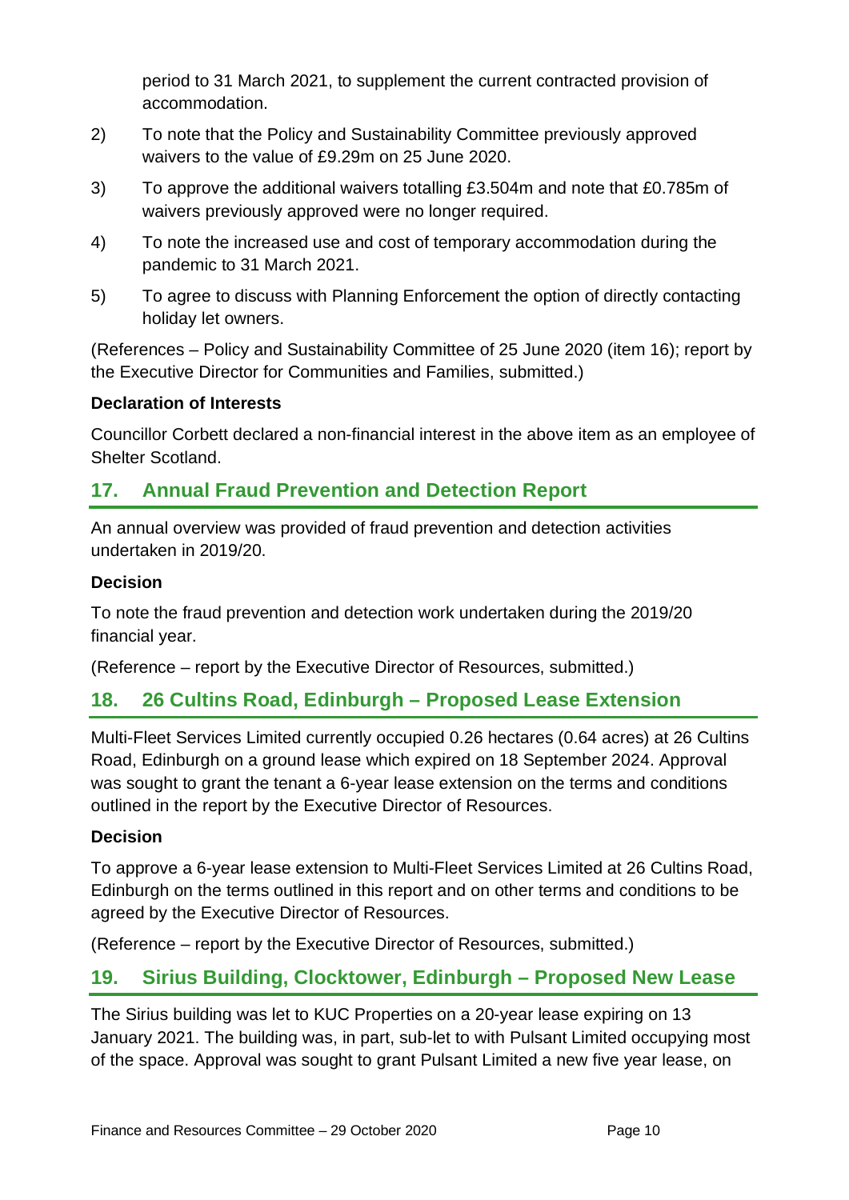period to 31 March 2021, to supplement the current contracted provision of accommodation.

2) To note that the Policy and Sustainability Committee previously approved waivers to the value of £9.29m on 25 June 2020.

3) To approve the additional waivers totalling £3.504m and note that £0.785m of waivers previously approved were no longer required.

4) To note the increased use and cost of temporary accommodation during the pandemic to 31 March 2021.

5) To agree to discuss with Planning Enforcement the option of directly contacting holiday let owners.

(References – Policy and Sustainability Committee of 25 June 2020 (item 16); report by the Executive Director for Communities and Families, submitted.)

**Declaration of Interests**

Councillor Corbett declared a non-financial interest in the above item as an employee of Shelter Scotland.

## 17. Annual Fraud Prevention and Detection Report

An annual overview was provided of fraud prevention and detection activities undertaken in 2019/20.

**Decision**

To note the fraud prevention and detection work undertaken during the 2019/20 financial year.

(Reference – report by the Executive Director of Resources, submitted.)

## 18. 26 Cultins Road, Edinburgh – Proposed Lease Extension

Multi-Fleet Services Limited currently occupied 0.26 hectares (0.64 acres) at 26 Cultins Road, Edinburgh on a ground lease which expired on 18 September 2024. Approval was sought to grant the tenant a 6-year lease extension on the terms and conditions outlined in the report by the Executive Director of Resources.

**Decision**

To approve a 6-year lease extension to Multi-Fleet Services Limited at 26 Cultins Road, Edinburgh on the terms outlined in this report and on other terms and conditions to be agreed by the Executive Director of Resources.

(Reference – report by the Executive Director of Resources, submitted.)

## 19. Sirius Building, Clocktower, Edinburgh – Proposed New Lease

The Sirius building was let to KUC Properties on a 20-year lease expiring on 13 January 2021. The building was, in part, sub-let to with Pulsant Limited occupying most of the space. Approval was sought to grant Pulsant Limited a new five year lease, on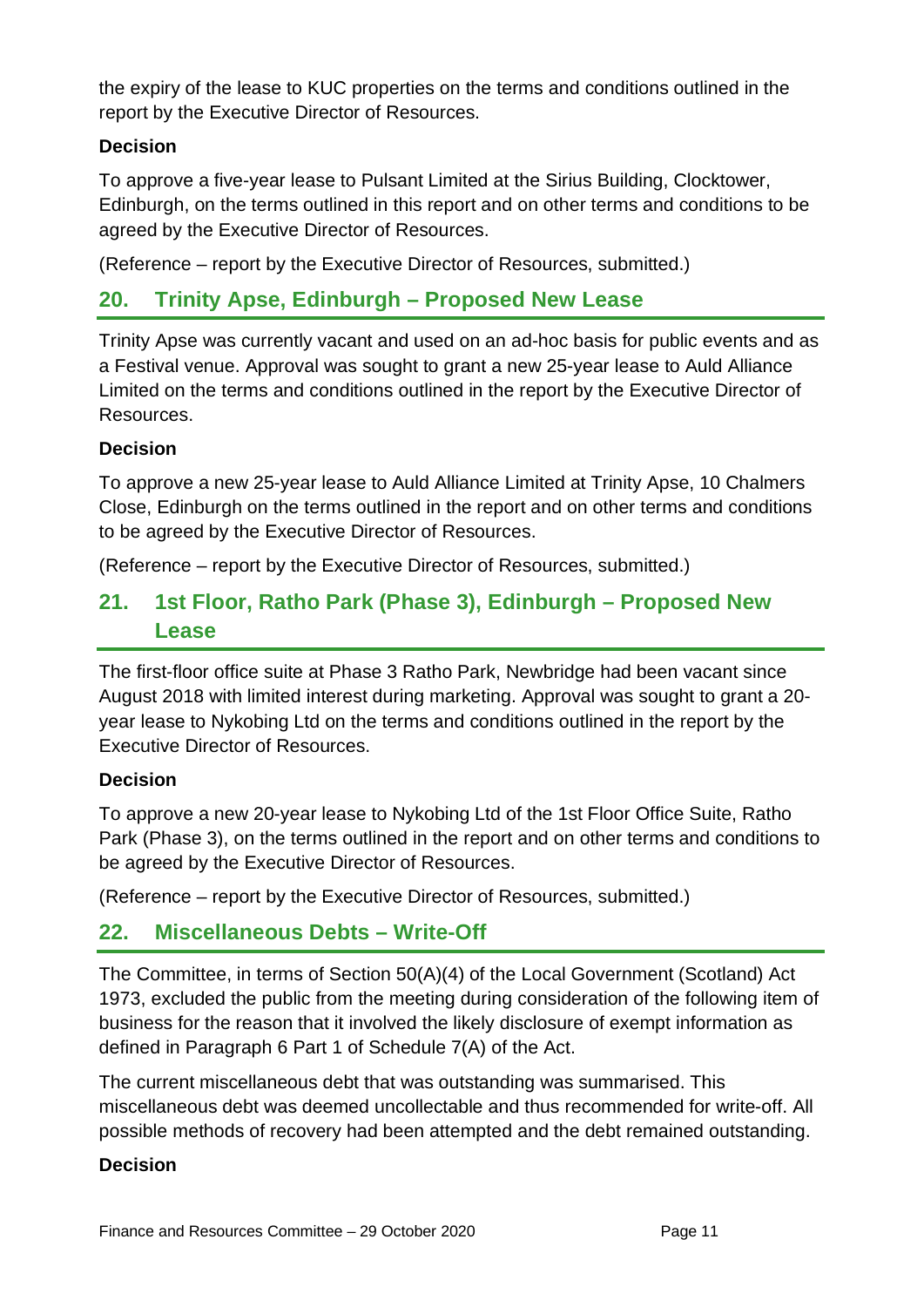the expiry of the lease to KUC properties on the terms and conditions outlined in the report by the Executive Director of Resources.

**Decision**

To approve a five-year lease to Pulsant Limited at the Sirius Building, Clocktower, Edinburgh, on the terms outlined in this report and on other terms and conditions to be agreed by the Executive Director of Resources.

(Reference – report by the Executive Director of Resources, submitted.)

## 20. Trinity Apse, Edinburgh – Proposed New Lease

Trinity Apse was currently vacant and used on an ad-hoc basis for public events and as a Festival venue. Approval was sought to grant a new 25-year lease to Auld Alliance Limited on the terms and conditions outlined in the report by the Executive Director of Resources.

**Decision**

To approve a new 25-year lease to Auld Alliance Limited at Trinity Apse, 10 Chalmers Close, Edinburgh on the terms outlined in the report and on other terms and conditions to be agreed by the Executive Director of Resources.

(Reference – report by the Executive Director of Resources, submitted.)

## 21. 1st Floor, Ratho Park (Phase 3), Edinburgh – Proposed New Lease

The first-floor office suite at Phase 3 Ratho Park, Newbridge had been vacant since August 2018 with limited interest during marketing. Approval was sought to grant a 20-year lease to Nykobing Ltd on the terms and conditions outlined in the report by the Executive Director of Resources.

**Decision**

To approve a new 20-year lease to Nykobing Ltd of the 1st Floor Office Suite, Ratho Park (Phase 3), on the terms outlined in the report and on other terms and conditions to be agreed by the Executive Director of Resources.

(Reference – report by the Executive Director of Resources, submitted.)

## 22. Miscellaneous Debts – Write-Off

The Committee, in terms of Section 50(A)(4) of the Local Government (Scotland) Act 1973, excluded the public from the meeting during consideration of the following item of business for the reason that it involved the likely disclosure of exempt information as defined in Paragraph 6 Part 1 of Schedule 7(A) of the Act.

The current miscellaneous debt that was outstanding was summarised. This miscellaneous debt was deemed uncollectable and thus recommended for write-off. All possible methods of recovery had been attempted and the debt remained outstanding.

**Decision**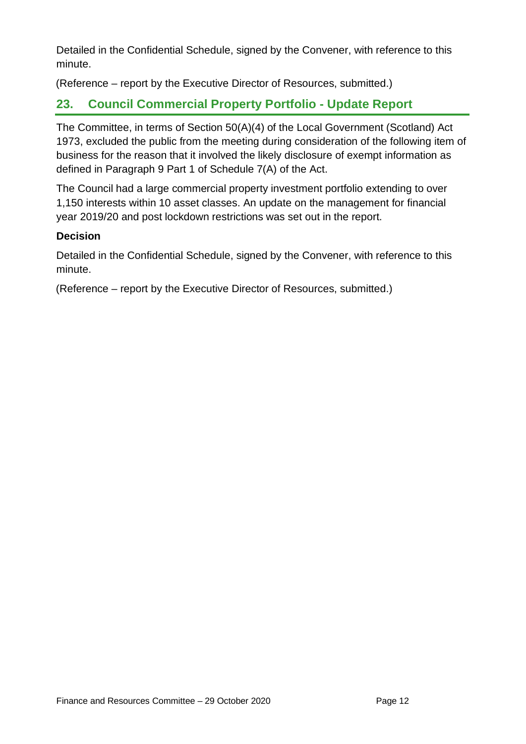Detailed in the Confidential Schedule, signed by the Convener, with reference to this minute.

(Reference – report by the Executive Director of Resources, submitted.)

## 23. Council Commercial Property Portfolio - Update Report

The Committee, in terms of Section 50(A)(4) of the Local Government (Scotland) Act 1973, excluded the public from the meeting during consideration of the following item of business for the reason that it involved the likely disclosure of exempt information as defined in Paragraph 9 Part 1 of Schedule 7(A) of the Act.

The Council had a large commercial property investment portfolio extending to over 1,150 interests within 10 asset classes. An update on the management for financial year 2019/20 and post lockdown restrictions was set out in the report.

**Decision**

Detailed in the Confidential Schedule, signed by the Convener, with reference to this minute.

(Reference – report by the Executive Director of Resources, submitted.)